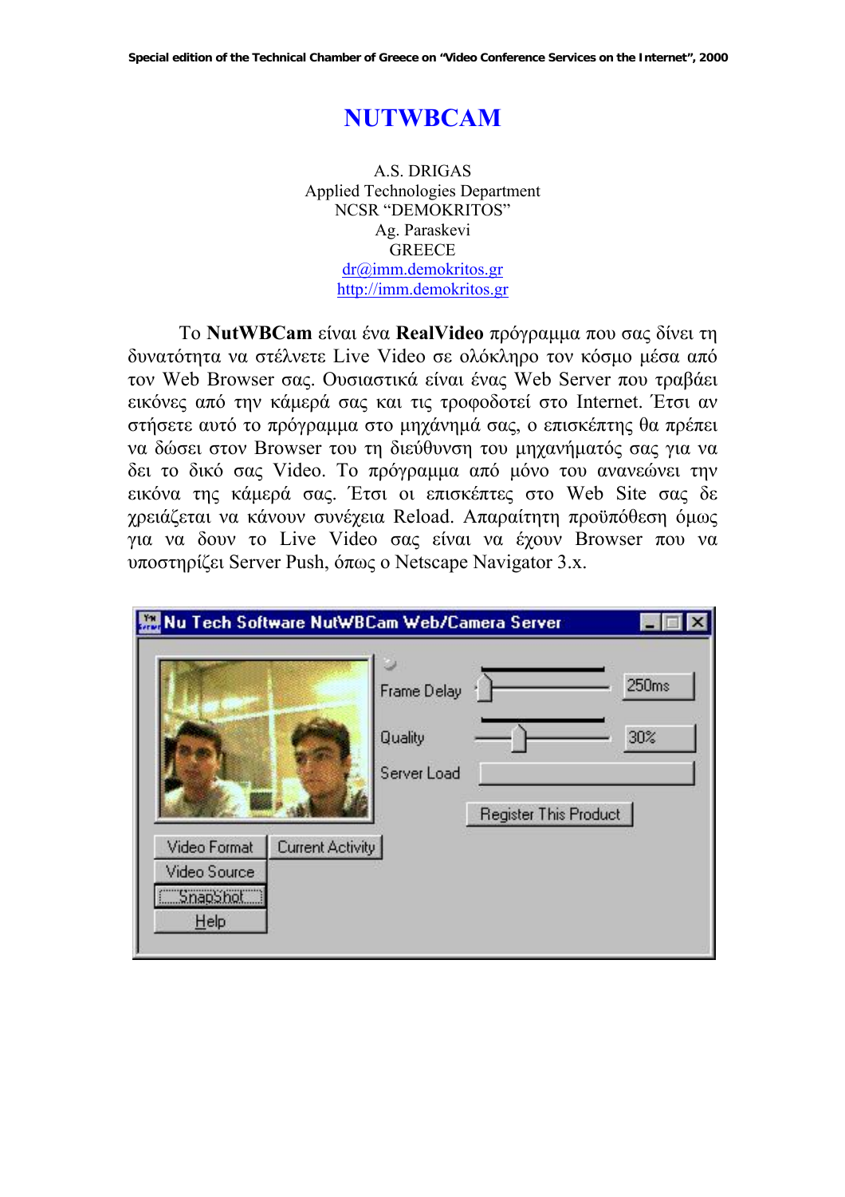# NUTWBCAM

A.S. DRIGAS
Applied Technologies Department
NCSR "DEMOKRITOS"
Ag. Paraskevi
GREECE
dr@imm.demokritos.gr
http://imm.demokritos.gr

Το **NutWBCam** είναι ένα **RealVideo** πρόγραμμα που σας δίνει τη δυνατότητα να στέλνετε Live Video σε ολόκληρο τον κόσμο μέσα από τον Web Browser σας. Ουσιαστικά είναι ένας Web Server που τραβάει εικόνες από την κάμερά σας και τις τροφοδοτεί στο Internet. Έτσι αν στήσετε αυτό το πρόγραμμα στο μηχάνημά σας, ο επισκέπτης θα πρέπει να δώσει στον Browser του τη διεύθυνση του μηχανήματός σας για να δει το δικό σας Video. Το πρόγραμμα από μόνο του ανανεώνει την εικόνα της κάμεράς σας. Έτσι οι επισκέπτες στο Web Site σας δε χρειάζεται να κάνουν συνέχεια Reload. Απαραίτητη προϋπόθεση όμως για να δουν το Live Video σας είναι να έχουν Browser που να υποστηρίζει Server Push, όπως ο Netscape Navigator 3.x.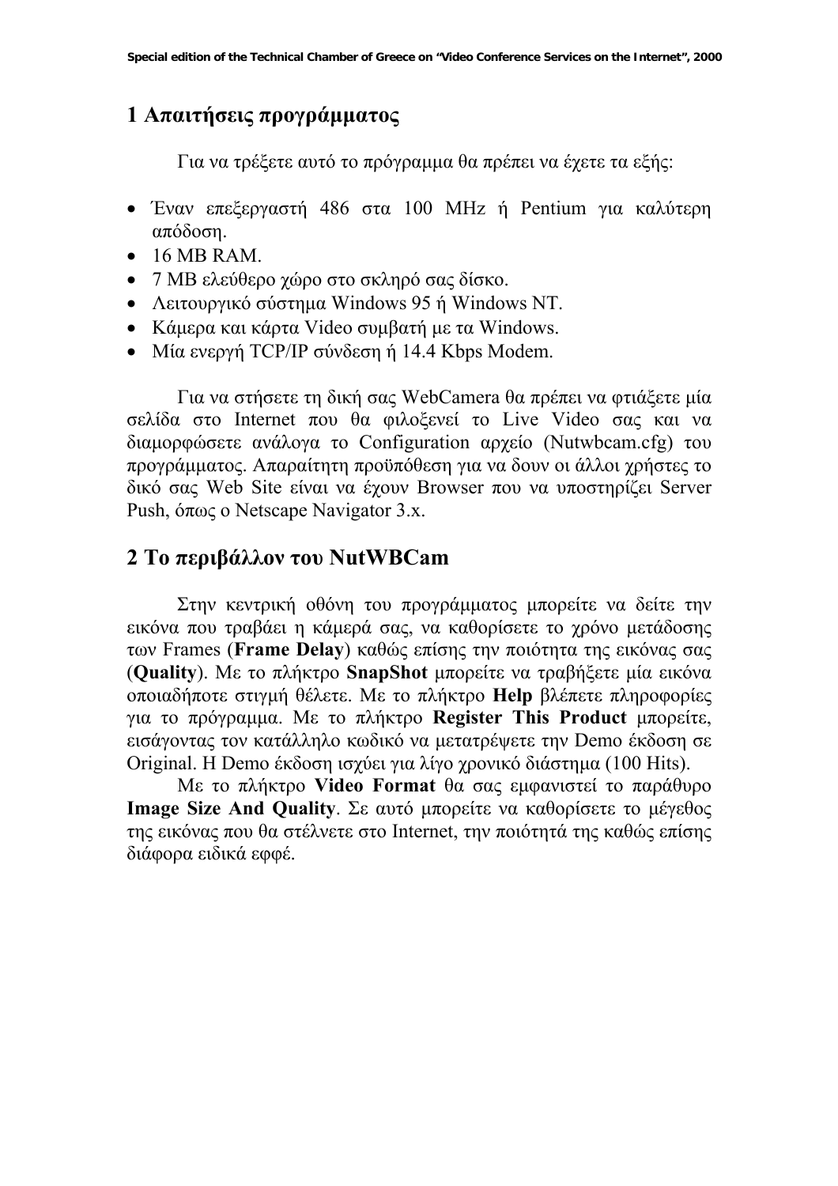## 1 Απαιτήσεις προγράμματος

Για να τρέξετε αυτό το πρόγραμμα θα πρέπει να έχετε τα εξής:

- Έναν επεξεργαστή 486 στα 100 MHz ή Pentium για καλύτερη απόδοση.
- 16 MB RAM.
- 7 MB ελεύθερο χώρο στο σκληρό σας δίσκο.
- Λειτουργικό σύστημα Windows 95 ή Windows NT.
- Κάμερα και κάρτα Video συμβατή με τα Windows.
- Μία ενεργή TCP/IP σύνδεση ή 14.4 Kbps Modem.

Για να στήσετε τη δική σας WebCamera θα πρέπει να φτιάξετε μία σελίδα στο Internet που θα φιλοξενεί το Live Video σας και να διαμορφώσετε ανάλογα το Configuration αρχείο (Nutwbcam.cfg) του προγράμματος. Απαραίτητη προϋπόθεση για να δουν οι άλλοι χρήστες το δικό σας Web Site είναι να έχουν Browser που να υποστηρίζει Server Push, όπως ο Netscape Navigator 3.x.

## 2 Το περιβάλλον του NutWBCam

Στην κεντρική οθόνη του προγράμματος μπορείτε να δείτε την εικόνα που τραβάει η κάμερά σας, να καθορίσετε το χρόνο μετάδοσης των Frames (**Frame Delay**) καθώς επίσης την ποιότητα της εικόνας σας (**Quality**). Με το πλήκτρο **SnapShot** μπορείτε να τραβήξετε μία εικόνα οποιαδήποτε στιγμή θέλετε. Με το πλήκτρο **Help** βλέπετε πληροφορίες για το πρόγραμμα. Με το πλήκτρο **Register This Product** μπορείτε, εισάγοντας τον κατάλληλο κωδικό να μετατρέψετε την Demo έκδοση σε Original. Η Demo έκδοση ισχύει για λίγο χρονικό διάστημα (100 Hits).

Με το πλήκτρο **Video Format** θα σας εμφανιστεί το παράθυρο **Image Size And Quality**. Σε αυτό μπορείτε να καθορίσετε το μέγεθος της εικόνας που θα στέλνετε στο Internet, την ποιότητά της καθώς επίσης διάφορα ειδικά εφφέ.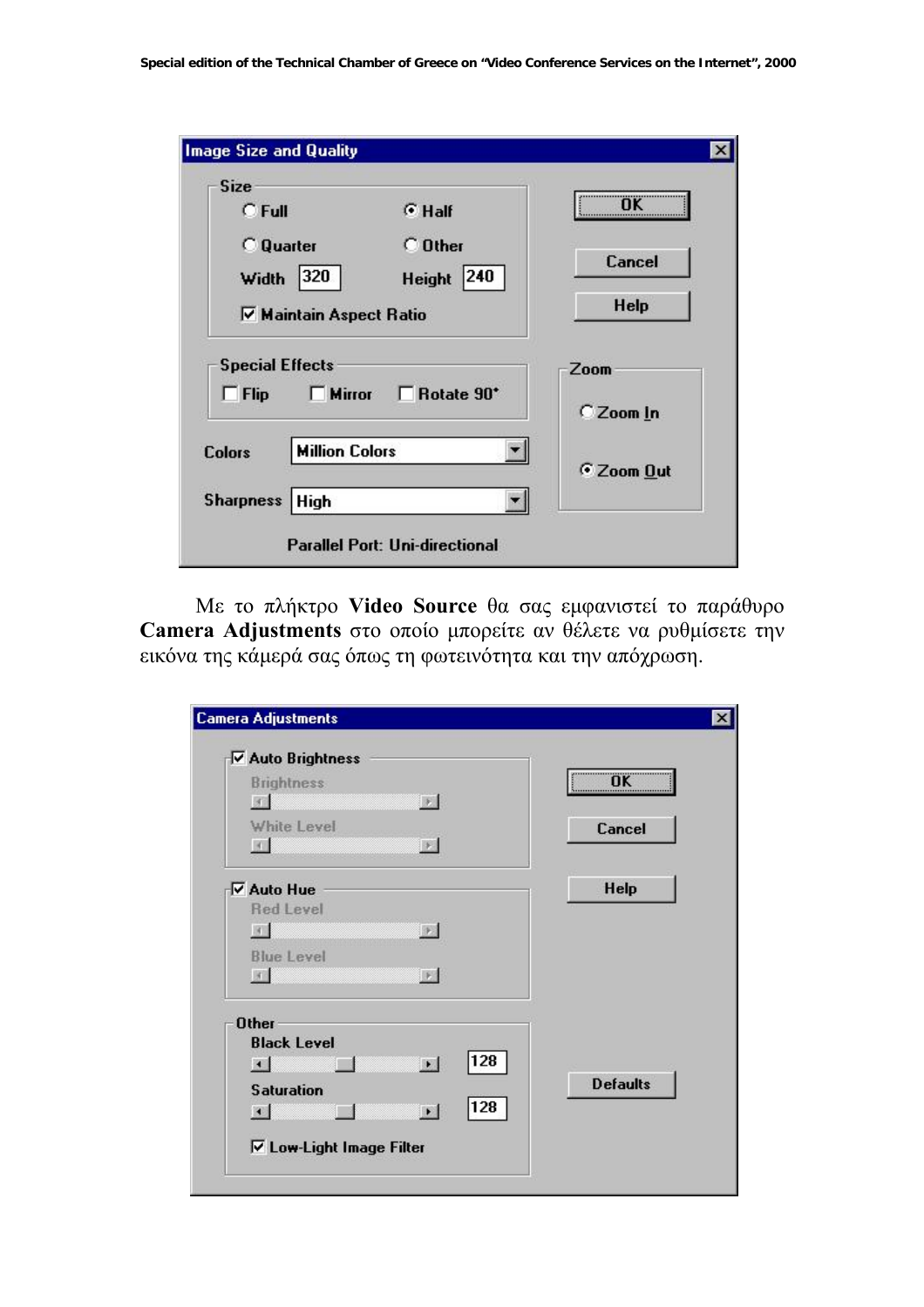Με το πλήκτρο **Video Source** θα σας εμφανιστεί το παράθυρο **Camera Adjustments** στο οποίο μπορείτε αν θέλετε να ρυθμίσετε την εικόνα της κάμεράς σας όπως τη φωτεινότητα και την απόχρωση.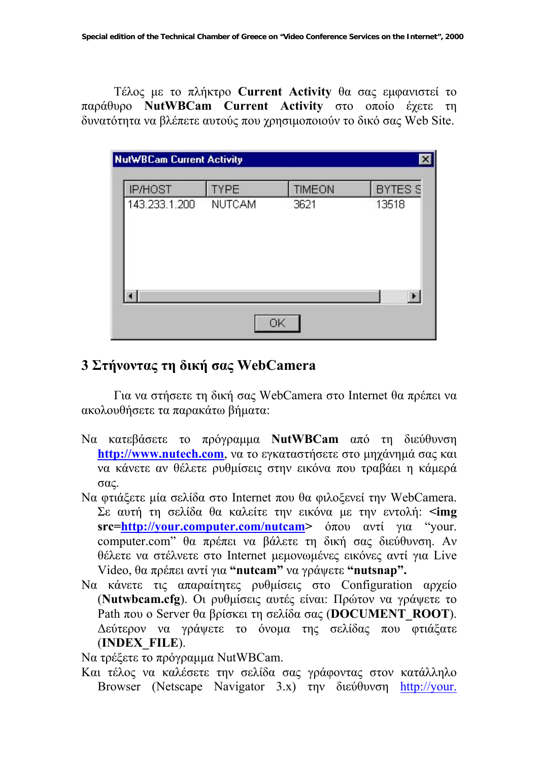Τέλος με το πλήκτρο **Current Activity** θα σας εμφανιστεί το παράθυρο **NutWBCam Current Activity** στο οποίο έχετε τη δυνατότητα να βλέπετε αυτούς που χρησιμοποιούν το δικό σας Web Site.

NutWBCam Current Activity

| IP/HOST | TYPE | TIMEON | BYTES S |
|---|---|---|---|
| 143.233.1.200 | NUTCAM | 3621 | 13518 |

OK

## 3 Στήνοντας τη δική σας WebCamera

Για να στήσετε τη δική σας WebCamera στο Internet θα πρέπει να ακολουθήσετε τα παρακάτω βήματα:

Να κατεβάσετε το πρόγραμμα **NutWBCam** από τη διεύθυνση http://www.nutech.com, να το εγκαταστήσετε στο μηχάνημά σας και να κάνετε αν θέλετε ρυθμίσεις στην εικόνα που τραβάει η κάμερά σας.

Να φτιάξετε μία σελίδα στο Internet που θα φιλοξενεί την WebCamera. Σε αυτή τη σελίδα θα καλείτε την εικόνα με την εντολή: **<img src=http://your.computer.com/nutcam>** όπου αντί για "your. computer.com" θα πρέπει να βάλετε τη δική σας διεύθυνση. Αν θέλετε να στέλνετε στο Internet μεμονωμένες εικόνες αντί για Live Video, θα πρέπει αντί για **"nutcam"** να γράψετε **"nutsnap".**

Να κάνετε τις απαραίτητες ρυθμίσεις στο Configuration αρχείο (**Nutwbcam.cfg**). Οι ρυθμίσεις αυτές είναι: Πρώτον να γράψετε το Path που ο Server θα βρίσκει τη σελίδα σας (**DOCUMENT_ROOT**). Δεύτερον να γράψετε το όνομα της σελίδας που φτιάξατε (**INDEX_FILE**).

Να τρέξετε το πρόγραμμα NutWBCam.

Και τέλος να καλέσετε την σελίδα σας γράφοντας στον κατάλληλο Browser (Netscape Navigator 3.x) την διεύθυνση http://your.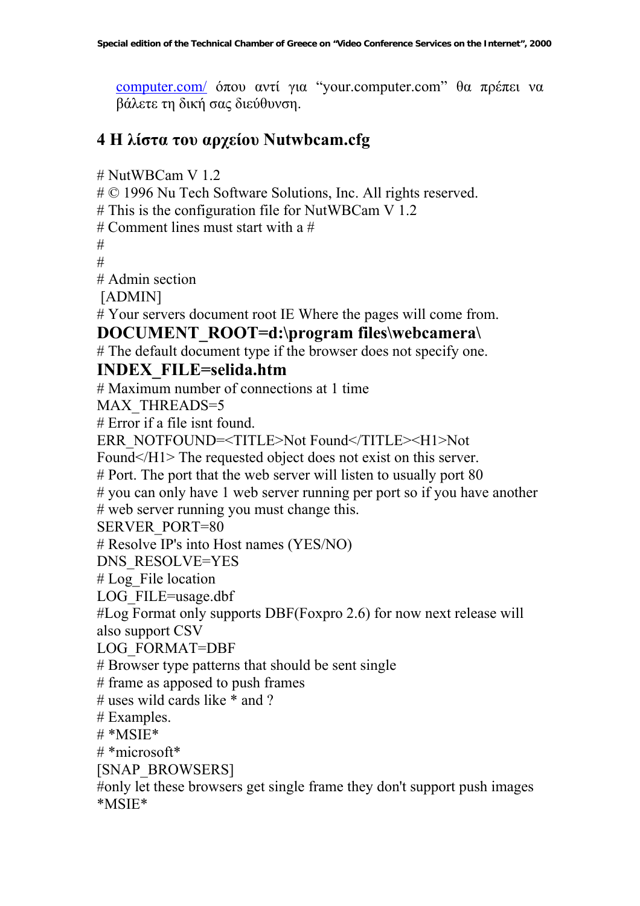computer.com/ όπου αντί για "your.computer.com" θα πρέπει να βάλετε τη δική σας διεύθυνση.

## 4 Η λίστα του αρχείου Nutwbcam.cfg

```
# NutWBCam V 1.2
# © 1996 Nu Tech Software Solutions, Inc. All rights reserved.
# This is the configuration file for NutWBCam V 1.2
# Comment lines must start with a #
#
#
# Admin section
 [ADMIN]
# Your servers document root IE Where the pages will come from.
DOCUMENT_ROOT=d:\program files\webcamera\
# The default document type if the browser does not specify one.
INDEX_FILE=selida.htm
# Maximum number of connections at 1 time
MAX_THREADS=5
# Error if a file isnt found.
ERR_NOTFOUND=<TITLE>Not Found</TITLE><H1>Not Found</H1> The requested object does not exist on this server.
# Port. The port that the web server will listen to usually port 80
# you can only have 1 web server running per port so if you have another
# web server running you must change this.
SERVER_PORT=80
# Resolve IP's into Host names (YES/NO)
DNS_RESOLVE=YES
# Log_File location
LOG_FILE=usage.dbf
#Log Format only supports DBF(Foxpro 2.6) for now next release will also support CSV
LOG_FORMAT=DBF
# Browser type patterns that should be sent single
# frame as apposed to push frames
# uses wild cards like * and ?
# Examples.
# *MSIE*
# *microsoft*
[SNAP_BROWSERS]
#only let these browsers get single frame they don't support push images
*MSIE*
```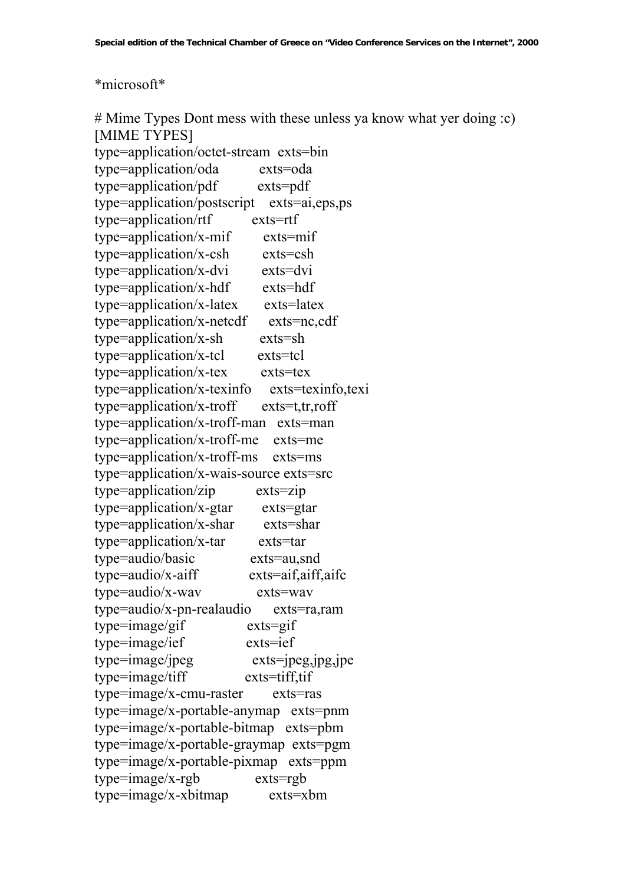*microsoft*

```
# Mime Types Dont mess with these unless ya know what yer doing :c)
[MIME TYPES]
type=application/octet-stream  exts=bin
type=application/oda           exts=oda
type=application/pdf           exts=pdf
type=application/postscript    exts=ai,eps,ps
type=application/rtf           exts=rtf
type=application/x-mif         exts=mif
type=application/x-csh         exts=csh
type=application/x-dvi         exts=dvi
type=application/x-hdf         exts=hdf
type=application/x-latex       exts=latex
type=application/x-netcdf      exts=nc,cdf
type=application/x-sh          exts=sh
type=application/x-tcl         exts=tcl
type=application/x-tex         exts=tex
type=application/x-texinfo     exts=texinfo,texi
type=application/x-troff       exts=t,tr,roff
type=application/x-troff-man   exts=man
type=application/x-troff-me    exts=me
type=application/x-troff-ms    exts=ms
type=application/x-wais-source exts=src
type=application/zip           exts=zip
type=application/x-gtar        exts=gtar
type=application/x-shar        exts=shar
type=application/x-tar         exts=tar
type=audio/basic               exts=au,snd
type=audio/x-aiff              exts=aif,aiff,aifc
type=audio/x-wav               exts=wav
type=audio/x-pn-realaudio      exts=ra,ram
type=image/gif                 exts=gif
type=image/ief                 exts=ief
type=image/jpeg                exts=jpeg,jpg,jpe
type=image/tiff                exts=tiff,tif
type=image/x-cmu-raster        exts=ras
type=image/x-portable-anymap   exts=pnm
type=image/x-portable-bitmap   exts=pbm
type=image/x-portable-graymap  exts=pgm
type=image/x-portable-pixmap   exts=ppm
type=image/x-rgb               exts=rgb
type=image/x-xbitmap           exts=xbm
```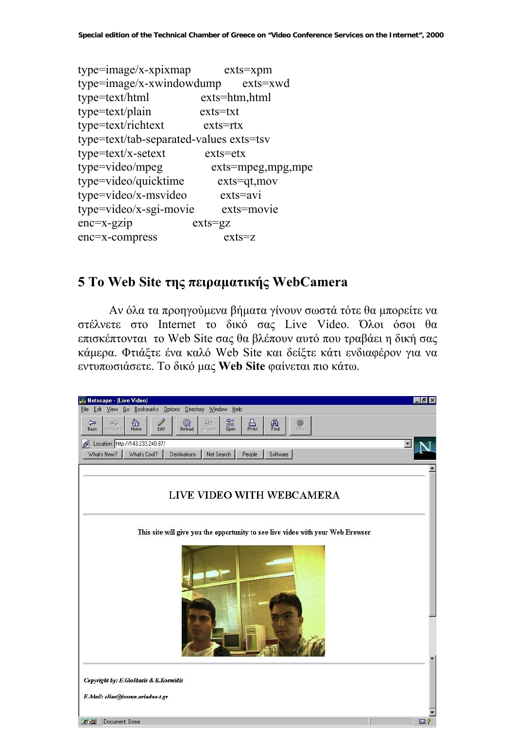```
type=image/x-xpixmap         exts=xpm
type=image/x-xwindowdump      exts=xwd
type=text/html               exts=htm,html
type=text/plain              exts=txt
type=text/richtext           exts=rtx
type=text/tab-separated-values exts=tsv
type=text/x-setext           exts=etx
type=video/mpeg              exts=mpeg,mpg,mpe
type=video/quicktime         exts=qt,mov
type=video/x-msvideo         exts=avi
type=video/x-sgi-movie       exts=movie
enc=x-gzip                   exts=gz
enc=x-compress               exts=z
```

## 5 Το Web Site της πειραματικής WebCamera

Αν όλα τα προηγούμενα βήματα γίνουν σωστά τότε θα μπορείτε να στέλνετε στο Internet το δικό σας Live Video. Όλοι όσοι θα επισκέπτονται το Web Site σας θα βλέπουν αυτό που τραβάει η δική σας κάμερα. Φτιάξτε ένα καλό Web Site και δείξτε κάτι ενδιαφέρον για να εντυπωσιάσετε. Το δικό μας **Web Site** φαίνεται πιο κάτω.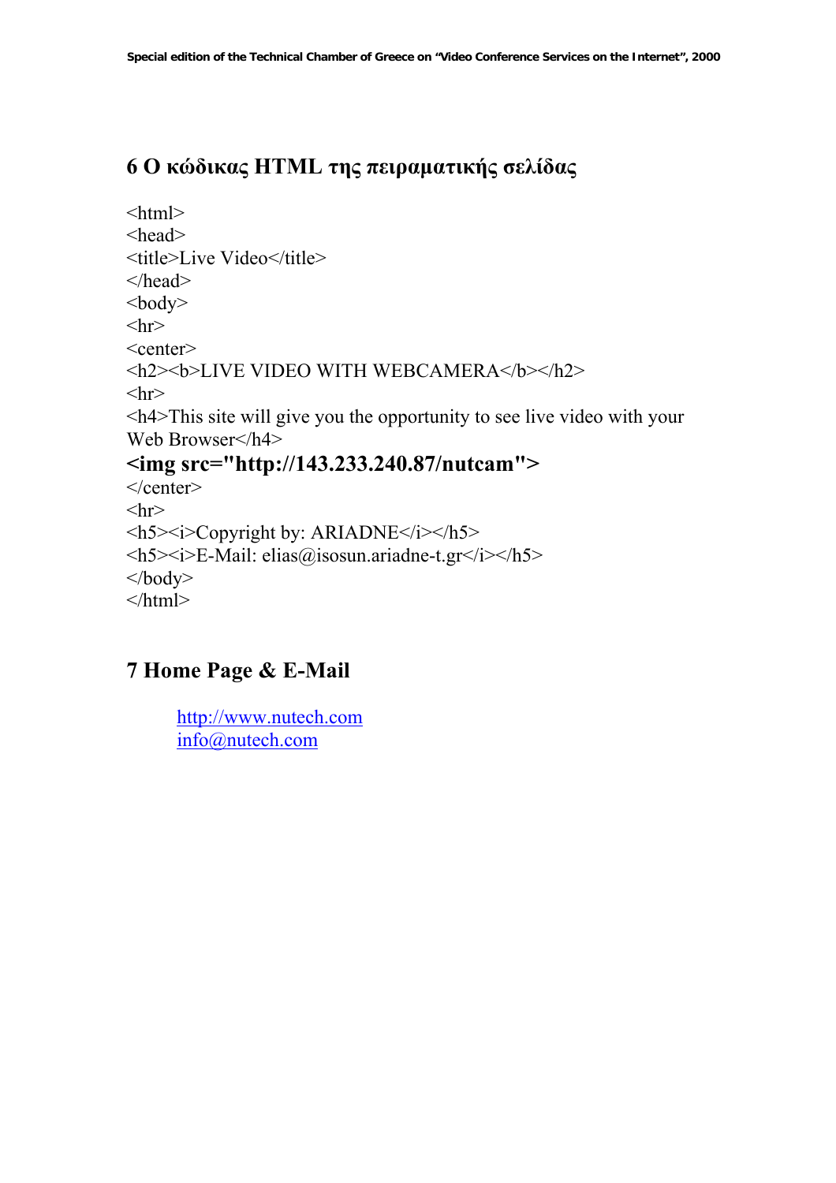## 6 Ο κώδικας HTML της πειραματικής σελίδας

```
<html>
<head>
<title>Live Video</title>
</head>
<body>
<hr>
<center>
<h2><b>LIVE VIDEO WITH WEBCAMERA</b></h2>
<hr>
<h4>This site will give you the opportunity to see live video with your
Web Browser</h4>
<img src="http://143.233.240.87/nutcam">
</center>
<hr>
<h5><i>Copyright by: ARIADNE</i></h5>
<h5><i>E-Mail: elias@isosun.ariadne-t.gr</i></h5>
</body>
</html>
```

## 7 Home Page & E-Mail

http://www.nutech.com
info@nutech.com